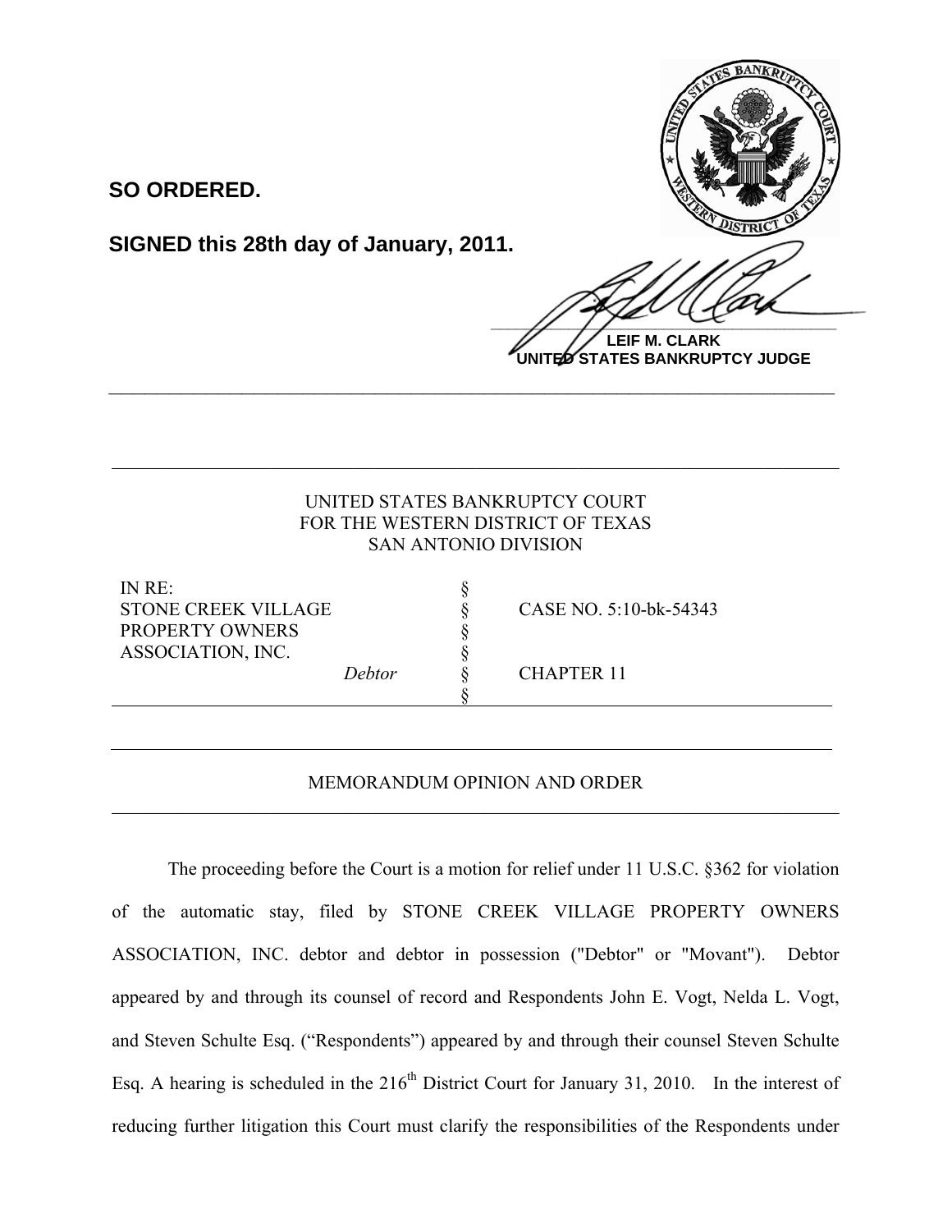**SO ORDERED.**

**SIGNED this 28th day of January, 2011.**

**LEIF M. CLARK**
**UNITED STATES BANKRUPTCY JUDGE**

---

UNITED STATES BANKRUPTCY COURT
FOR THE WESTERN DISTRICT OF TEXAS
SAN ANTONIO DIVISION

| | | |
|---|---|---|
| IN RE: | § | |
| STONE CREEK VILLAGE | § | CASE NO. 5:10-bk-54343 |
| PROPERTY OWNERS | § | |
| ASSOCIATION, INC. | § | |
| *Debtor* | § | CHAPTER 11 |
| | § | |

## MEMORANDUM OPINION AND ORDER

The proceeding before the Court is a motion for relief under 11 U.S.C. §362 for violation of the automatic stay, filed by STONE CREEK VILLAGE PROPERTY OWNERS ASSOCIATION, INC. debtor and debtor in possession ("Debtor" or "Movant"). Debtor appeared by and through its counsel of record and Respondents John E. Vogt, Nelda L. Vogt, and Steven Schulte Esq. ("Respondents") appeared by and through their counsel Steven Schulte Esq. A hearing is scheduled in the 216th District Court for January 31, 2010. In the interest of reducing further litigation this Court must clarify the responsibilities of the Respondents under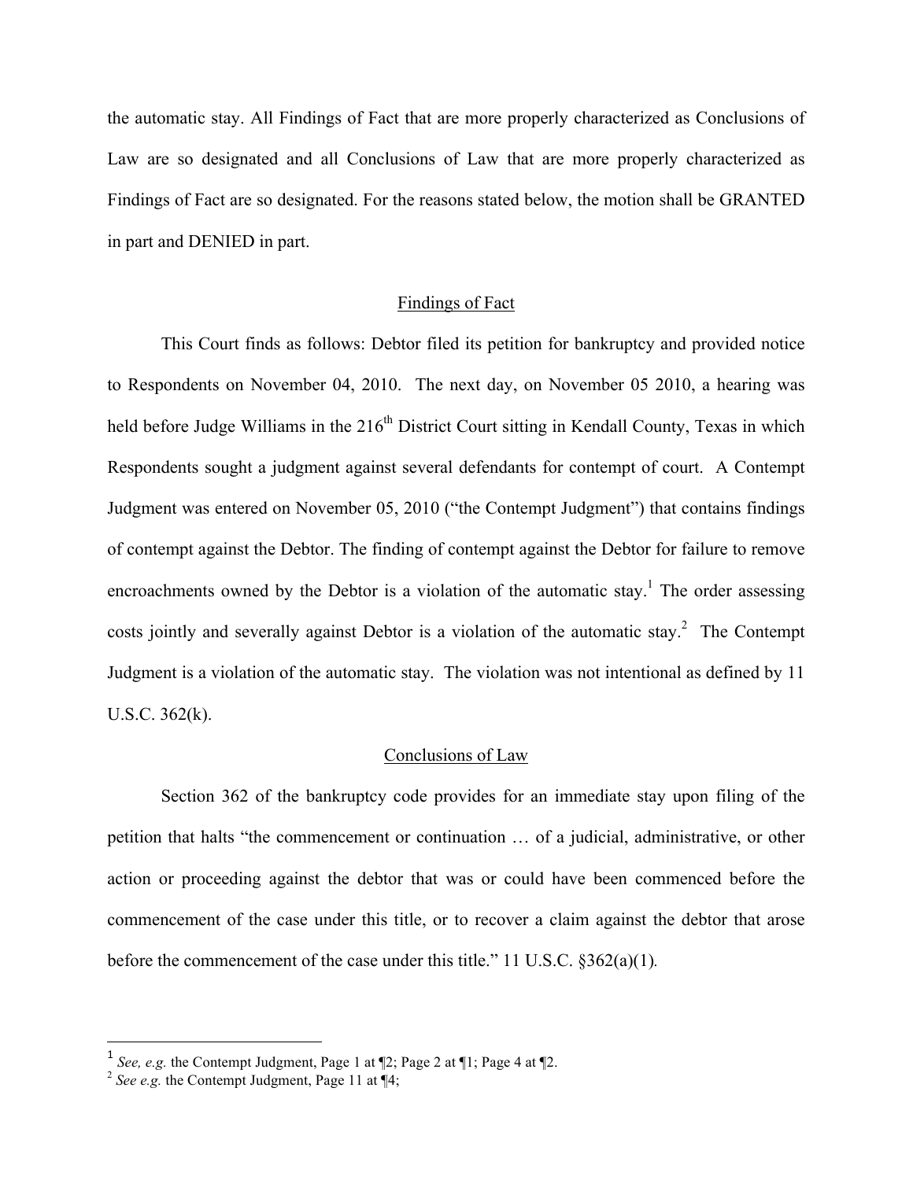the automatic stay. All Findings of Fact that are more properly characterized as Conclusions of Law are so designated and all Conclusions of Law that are more properly characterized as Findings of Fact are so designated. For the reasons stated below, the motion shall be GRANTED in part and DENIED in part.

## Findings of Fact

This Court finds as follows: Debtor filed its petition for bankruptcy and provided notice to Respondents on November 04, 2010. The next day, on November 05 2010, a hearing was held before Judge Williams in the 216th District Court sitting in Kendall County, Texas in which Respondents sought a judgment against several defendants for contempt of court. A Contempt Judgment was entered on November 05, 2010 ("the Contempt Judgment") that contains findings of contempt against the Debtor. The finding of contempt against the Debtor for failure to remove encroachments owned by the Debtor is a violation of the automatic stay.[1] The order assessing costs jointly and severally against Debtor is a violation of the automatic stay.[2] The Contempt Judgment is a violation of the automatic stay. The violation was not intentional as defined by 11 U.S.C. 362(k).

## Conclusions of Law

Section 362 of the bankruptcy code provides for an immediate stay upon filing of the petition that halts "the commencement or continuation … of a judicial, administrative, or other action or proceeding against the debtor that was or could have been commenced before the commencement of the case under this title, or to recover a claim against the debtor that arose before the commencement of the case under this title." 11 U.S.C. §362(a)(1).

---

[1] *See, e.g.* the Contempt Judgment, Page 1 at ¶2; Page 2 at ¶1; Page 4 at ¶2.

[2] *See e.g.* the Contempt Judgment, Page 11 at ¶4;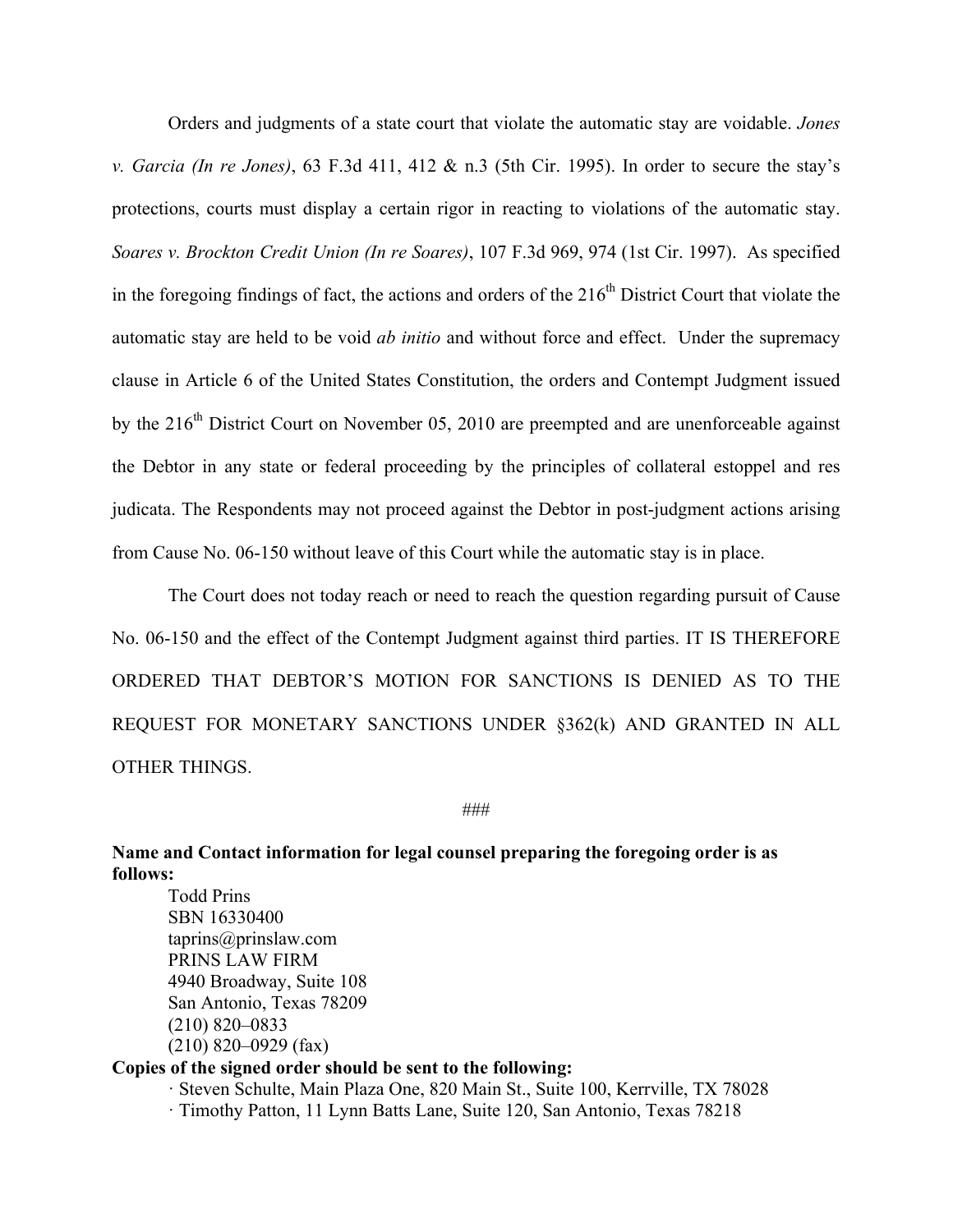Orders and judgments of a state court that violate the automatic stay are voidable. *Jones v. Garcia (In re Jones)*, 63 F.3d 411, 412 & n.3 (5th Cir. 1995). In order to secure the stay's protections, courts must display a certain rigor in reacting to violations of the automatic stay. *Soares v. Brockton Credit Union (In re Soares)*, 107 F.3d 969, 974 (1st Cir. 1997). As specified in the foregoing findings of fact, the actions and orders of the 216th District Court that violate the automatic stay are held to be void *ab initio* and without force and effect. Under the supremacy clause in Article 6 of the United States Constitution, the orders and Contempt Judgment issued by the 216th District Court on November 05, 2010 are preempted and are unenforceable against the Debtor in any state or federal proceeding by the principles of collateral estoppel and res judicata. The Respondents may not proceed against the Debtor in post-judgment actions arising from Cause No. 06-150 without leave of this Court while the automatic stay is in place.

The Court does not today reach or need to reach the question regarding pursuit of Cause No. 06-150 and the effect of the Contempt Judgment against third parties. IT IS THEREFORE ORDERED THAT DEBTOR'S MOTION FOR SANCTIONS IS DENIED AS TO THE REQUEST FOR MONETARY SANCTIONS UNDER §362(k) AND GRANTED IN ALL OTHER THINGS.

###

**Name and Contact information for legal counsel preparing the foregoing order is as follows:**

Todd Prins
SBN 16330400
taprins@prinslaw.com
PRINS LAW FIRM
4940 Broadway, Suite 108
San Antonio, Texas 78209
(210) 820–0833
(210) 820–0929 (fax)

**Copies of the signed order should be sent to the following:**

· Steven Schulte, Main Plaza One, 820 Main St., Suite 100, Kerrville, TX 78028
· Timothy Patton, 11 Lynn Batts Lane, Suite 120, San Antonio, Texas 78218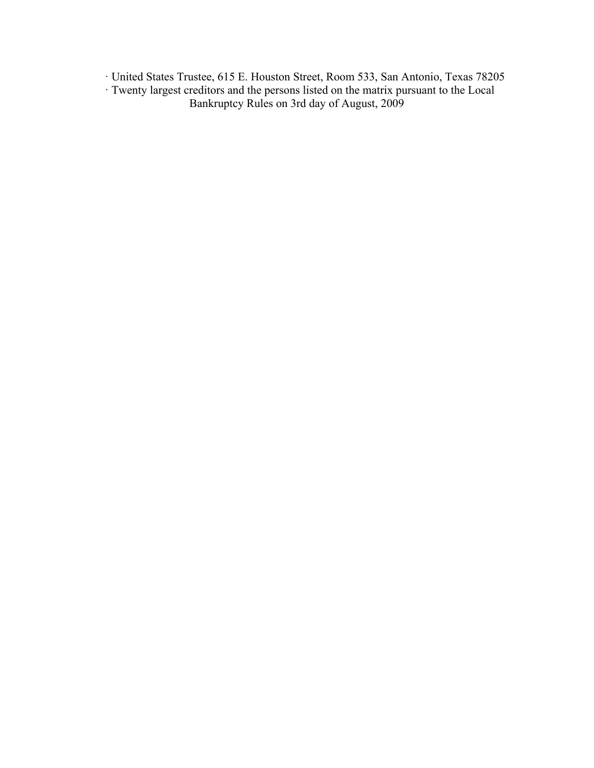· United States Trustee, 615 E. Houston Street, Room 533, San Antonio, Texas 78205
· Twenty largest creditors and the persons listed on the matrix pursuant to the Local Bankruptcy Rules on 3rd day of August, 2009